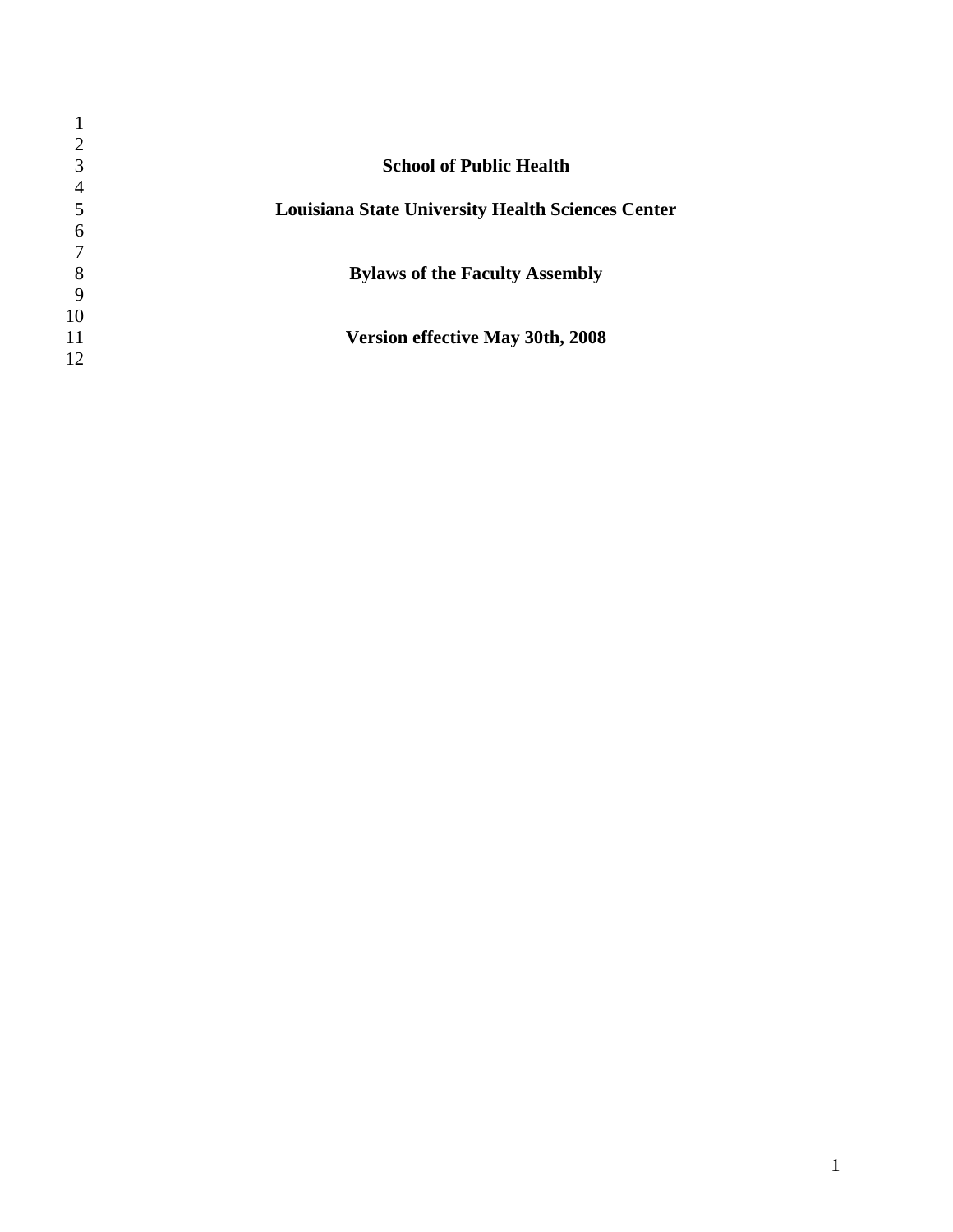# School of Public Health

# Louisiana State University Health Sciences Center

## Bylaws of the Faculty Assembly

**Version effective May 30th, 2008**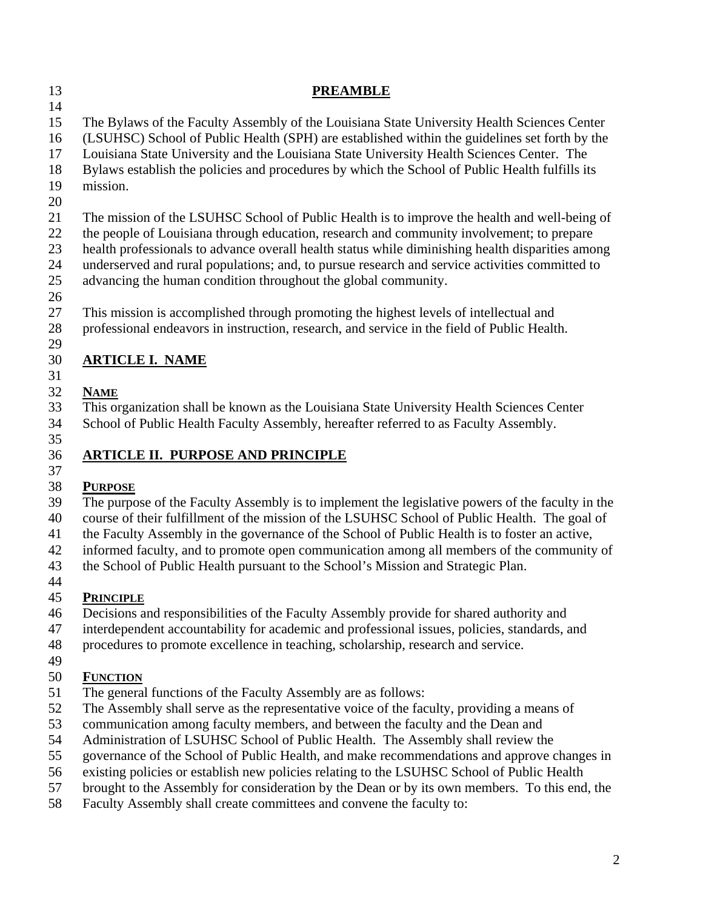## PREAMBLE

The Bylaws of the Faculty Assembly of the Louisiana State University Health Sciences Center (LSUHSC) School of Public Health (SPH) are established within the guidelines set forth by the Louisiana State University and the Louisiana State University Health Sciences Center. The Bylaws establish the policies and procedures by which the School of Public Health fulfills its mission.

The mission of the LSUHSC School of Public Health is to improve the health and well-being of the people of Louisiana through education, research and community involvement; to prepare health professionals to advance overall health status while diminishing health disparities among underserved and rural populations; and, to pursue research and service activities committed to advancing the human condition throughout the global community.

This mission is accomplished through promoting the highest levels of intellectual and professional endeavors in instruction, research, and service in the field of Public Health.

## ARTICLE I. NAME

### NAME

This organization shall be known as the Louisiana State University Health Sciences Center School of Public Health Faculty Assembly, hereafter referred to as Faculty Assembly.

## ARTICLE II. PURPOSE AND PRINCIPLE

### PURPOSE

The purpose of the Faculty Assembly is to implement the legislative powers of the faculty in the course of their fulfillment of the mission of the LSUHSC School of Public Health. The goal of the Faculty Assembly in the governance of the School of Public Health is to foster an active, informed faculty, and to promote open communication among all members of the community of the School of Public Health pursuant to the School's Mission and Strategic Plan.

### PRINCIPLE

Decisions and responsibilities of the Faculty Assembly provide for shared authority and interdependent accountability for academic and professional issues, policies, standards, and procedures to promote excellence in teaching, scholarship, research and service.

### FUNCTION

The general functions of the Faculty Assembly are as follows:
The Assembly shall serve as the representative voice of the faculty, providing a means of communication among faculty members, and between the faculty and the Dean and Administration of LSUHSC School of Public Health. The Assembly shall review the governance of the School of Public Health, and make recommendations and approve changes in existing policies or establish new policies relating to the LSUHSC School of Public Health brought to the Assembly for consideration by the Dean or by its own members. To this end, the Faculty Assembly shall create committees and convene the faculty to: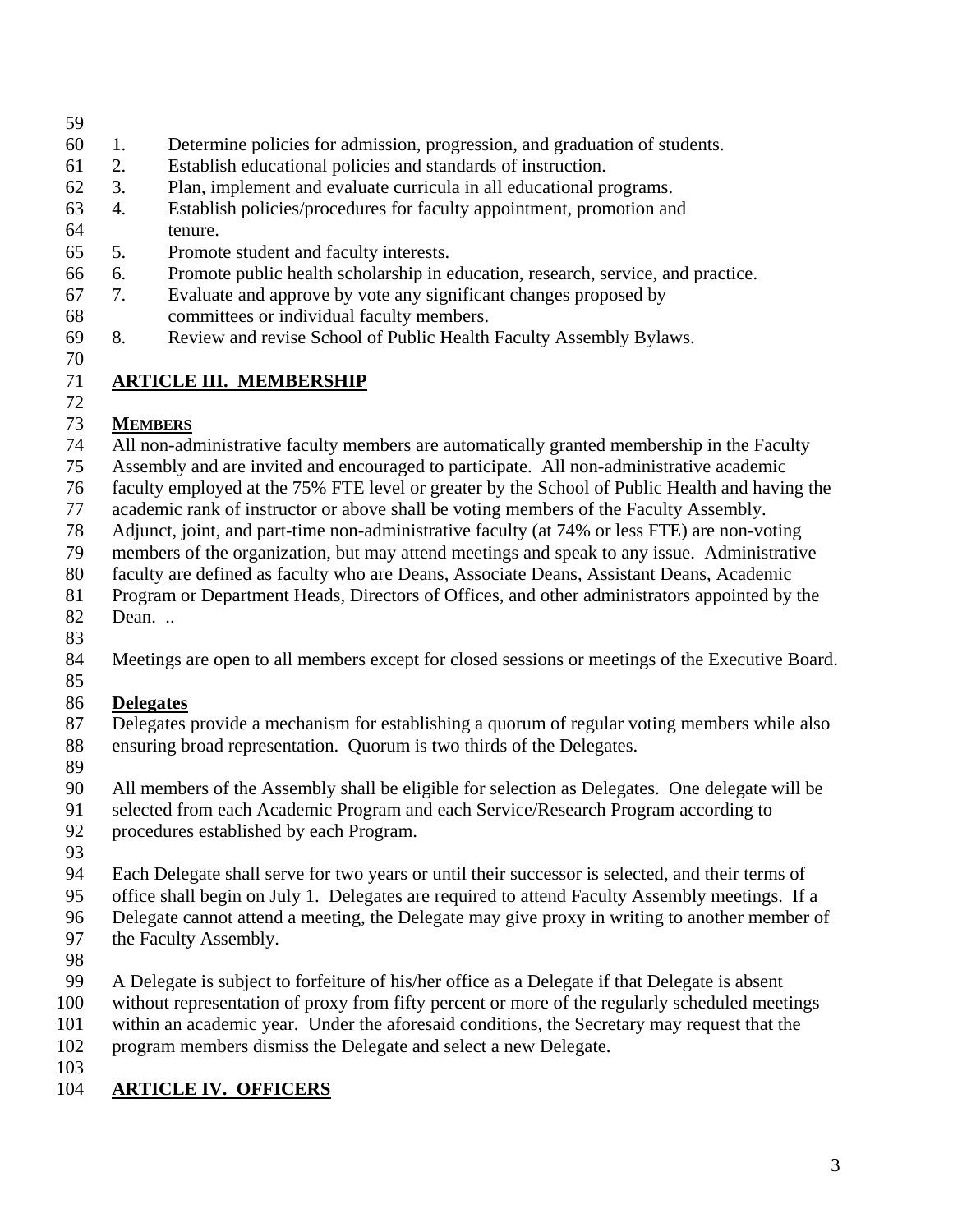1. Determine policies for admission, progression, and graduation of students.
2. Establish educational policies and standards of instruction.
3. Plan, implement and evaluate curricula in all educational programs.
4. Establish policies/procedures for faculty appointment, promotion and tenure.
5. Promote student and faculty interests.
6. Promote public health scholarship in education, research, service, and practice.
7. Evaluate and approve by vote any significant changes proposed by committees or individual faculty members.
8. Review and revise School of Public Health Faculty Assembly Bylaws.

## ARTICLE III. MEMBERSHIP

### MEMBERS

All non-administrative faculty members are automatically granted membership in the Faculty Assembly and are invited and encouraged to participate. All non-administrative academic faculty employed at the 75% FTE level or greater by the School of Public Health and having the academic rank of instructor or above shall be voting members of the Faculty Assembly. Adjunct, joint, and part-time non-administrative faculty (at 74% or less FTE) are non-voting members of the organization, but may attend meetings and speak to any issue. Administrative faculty are defined as faculty who are Deans, Associate Deans, Assistant Deans, Academic Program or Department Heads, Directors of Offices, and other administrators appointed by the Dean. ..

Meetings are open to all members except for closed sessions or meetings of the Executive Board.

### Delegates

Delegates provide a mechanism for establishing a quorum of regular voting members while also ensuring broad representation. Quorum is two thirds of the Delegates.

All members of the Assembly shall be eligible for selection as Delegates. One delegate will be selected from each Academic Program and each Service/Research Program according to procedures established by each Program.

Each Delegate shall serve for two years or until their successor is selected, and their terms of office shall begin on July 1. Delegates are required to attend Faculty Assembly meetings. If a Delegate cannot attend a meeting, the Delegate may give proxy in writing to another member of the Faculty Assembly.

A Delegate is subject to forfeiture of his/her office as a Delegate if that Delegate is absent without representation of proxy from fifty percent or more of the regularly scheduled meetings within an academic year. Under the aforesaid conditions, the Secretary may request that the program members dismiss the Delegate and select a new Delegate.

## ARTICLE IV. OFFICERS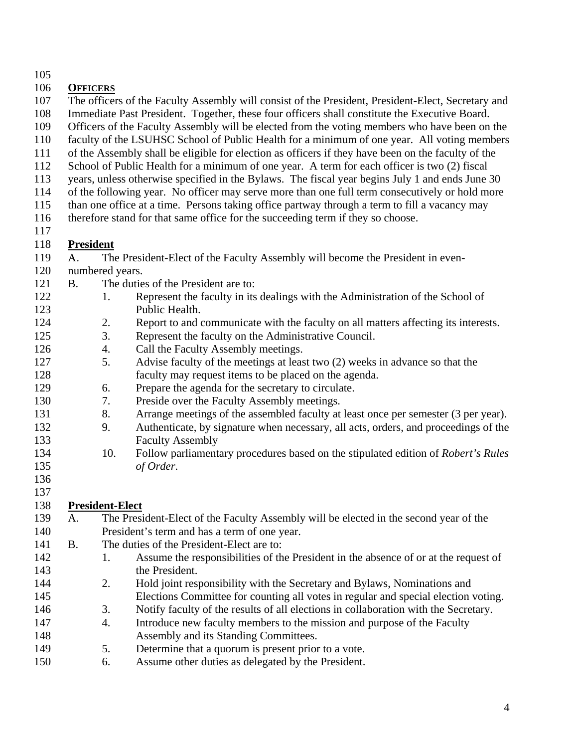## OFFICERS

The officers of the Faculty Assembly will consist of the President, President-Elect, Secretary and Immediate Past President. Together, these four officers shall constitute the Executive Board. Officers of the Faculty Assembly will be elected from the voting members who have been on the faculty of the LSUHSC School of Public Health for a minimum of one year. All voting members of the Assembly shall be eligible for election as officers if they have been on the faculty of the School of Public Health for a minimum of one year. A term for each officer is two (2) fiscal years, unless otherwise specified in the Bylaws. The fiscal year begins July 1 and ends June 30 of the following year. No officer may serve more than one full term consecutively or hold more than one office at a time. Persons taking office partway through a term to fill a vacancy may therefore stand for that same office for the succeeding term if they so choose.

### President

A. The President-Elect of the Faculty Assembly will become the President in even-numbered years.

B. The duties of the President are to:

1. Represent the faculty in its dealings with the Administration of the School of Public Health.
2. Report to and communicate with the faculty on all matters affecting its interests.
3. Represent the faculty on the Administrative Council.
4. Call the Faculty Assembly meetings.
5. Advise faculty of the meetings at least two (2) weeks in advance so that the faculty may request items to be placed on the agenda.
6. Prepare the agenda for the secretary to circulate.
7. Preside over the Faculty Assembly meetings.
8. Arrange meetings of the assembled faculty at least once per semester (3 per year).
9. Authenticate, by signature when necessary, all acts, orders, and proceedings of the Faculty Assembly
10. Follow parliamentary procedures based on the stipulated edition of *Robert's Rules of Order*.

### President-Elect

A. The President-Elect of the Faculty Assembly will be elected in the second year of the President's term and has a term of one year.

B. The duties of the President-Elect are to:

1. Assume the responsibilities of the President in the absence of or at the request of the President.
2. Hold joint responsibility with the Secretary and Bylaws, Nominations and Elections Committee for counting all votes in regular and special election voting.
3. Notify faculty of the results of all elections in collaboration with the Secretary.
4. Introduce new faculty members to the mission and purpose of the Faculty Assembly and its Standing Committees.
5. Determine that a quorum is present prior to a vote.
6. Assume other duties as delegated by the President.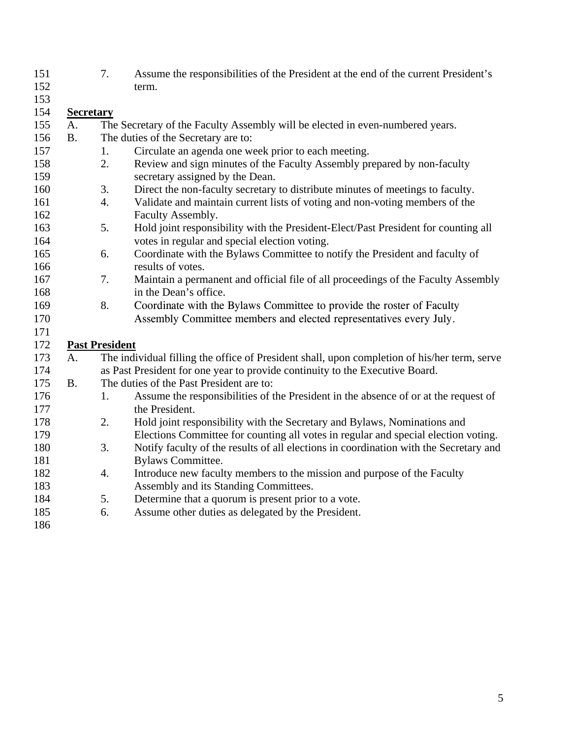7. Assume the responsibilities of the President at the end of the current President's term.

**Secretary**

A. The Secretary of the Faculty Assembly will be elected in even-numbered years.

B. The duties of the Secretary are to:

1. Circulate an agenda one week prior to each meeting.
2. Review and sign minutes of the Faculty Assembly prepared by non-faculty secretary assigned by the Dean.
3. Direct the non-faculty secretary to distribute minutes of meetings to faculty.
4. Validate and maintain current lists of voting and non-voting members of the Faculty Assembly.
5. Hold joint responsibility with the President-Elect/Past President for counting all votes in regular and special election voting.
6. Coordinate with the Bylaws Committee to notify the President and faculty of results of votes.
7. Maintain a permanent and official file of all proceedings of the Faculty Assembly in the Dean's office.
8. Coordinate with the Bylaws Committee to provide the roster of Faculty Assembly Committee members and elected representatives every July.

**Past President**

A. The individual filling the office of President shall, upon completion of his/her term, serve as Past President for one year to provide continuity to the Executive Board.

B. The duties of the Past President are to:

1. Assume the responsibilities of the President in the absence of or at the request of the President.
2. Hold joint responsibility with the Secretary and Bylaws, Nominations and Elections Committee for counting all votes in regular and special election voting.
3. Notify faculty of the results of all elections in coordination with the Secretary and Bylaws Committee.
4. Introduce new faculty members to the mission and purpose of the Faculty Assembly and its Standing Committees.
5. Determine that a quorum is present prior to a vote.
6. Assume other duties as delegated by the President.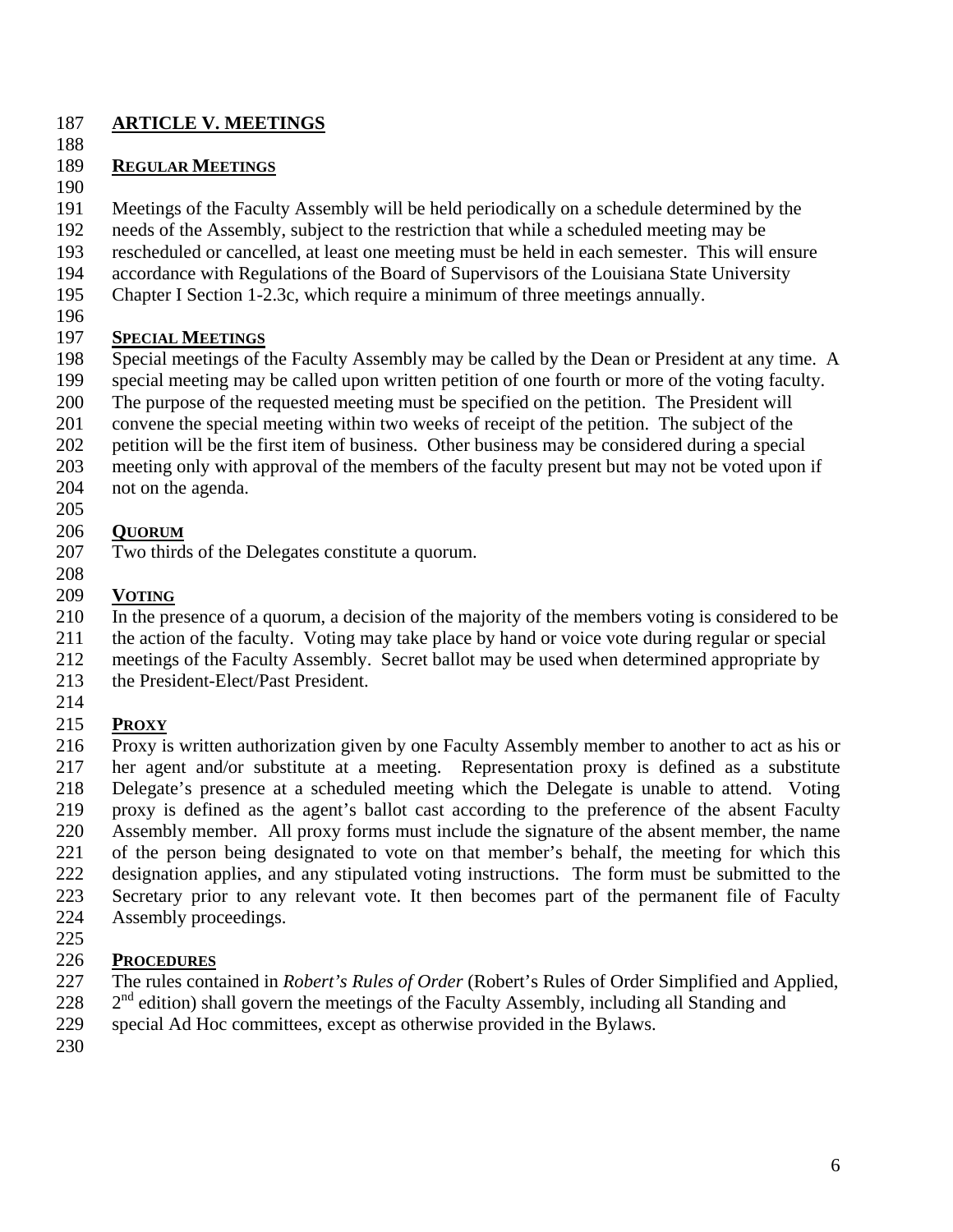## ARTICLE V. MEETINGS

### REGULAR MEETINGS

Meetings of the Faculty Assembly will be held periodically on a schedule determined by the needs of the Assembly, subject to the restriction that while a scheduled meeting may be rescheduled or cancelled, at least one meeting must be held in each semester. This will ensure accordance with Regulations of the Board of Supervisors of the Louisiana State University Chapter I Section 1-2.3c, which require a minimum of three meetings annually.

### SPECIAL MEETINGS

Special meetings of the Faculty Assembly may be called by the Dean or President at any time. A special meeting may be called upon written petition of one fourth or more of the voting faculty. The purpose of the requested meeting must be specified on the petition. The President will convene the special meeting within two weeks of receipt of the petition. The subject of the petition will be the first item of business. Other business may be considered during a special meeting only with approval of the members of the faculty present but may not be voted upon if not on the agenda.

### QUORUM

Two thirds of the Delegates constitute a quorum.

### VOTING

In the presence of a quorum, a decision of the majority of the members voting is considered to be the action of the faculty. Voting may take place by hand or voice vote during regular or special meetings of the Faculty Assembly. Secret ballot may be used when determined appropriate by the President-Elect/Past President.

### PROXY

Proxy is written authorization given by one Faculty Assembly member to another to act as his or her agent and/or substitute at a meeting. Representation proxy is defined as a substitute Delegate's presence at a scheduled meeting which the Delegate is unable to attend. Voting proxy is defined as the agent's ballot cast according to the preference of the absent Faculty Assembly member. All proxy forms must include the signature of the absent member, the name of the person being designated to vote on that member's behalf, the meeting for which this designation applies, and any stipulated voting instructions. The form must be submitted to the Secretary prior to any relevant vote. It then becomes part of the permanent file of Faculty Assembly proceedings.

### PROCEDURES

The rules contained in *Robert's Rules of Order* (Robert's Rules of Order Simplified and Applied, 2nd edition) shall govern the meetings of the Faculty Assembly, including all Standing and special Ad Hoc committees, except as otherwise provided in the Bylaws.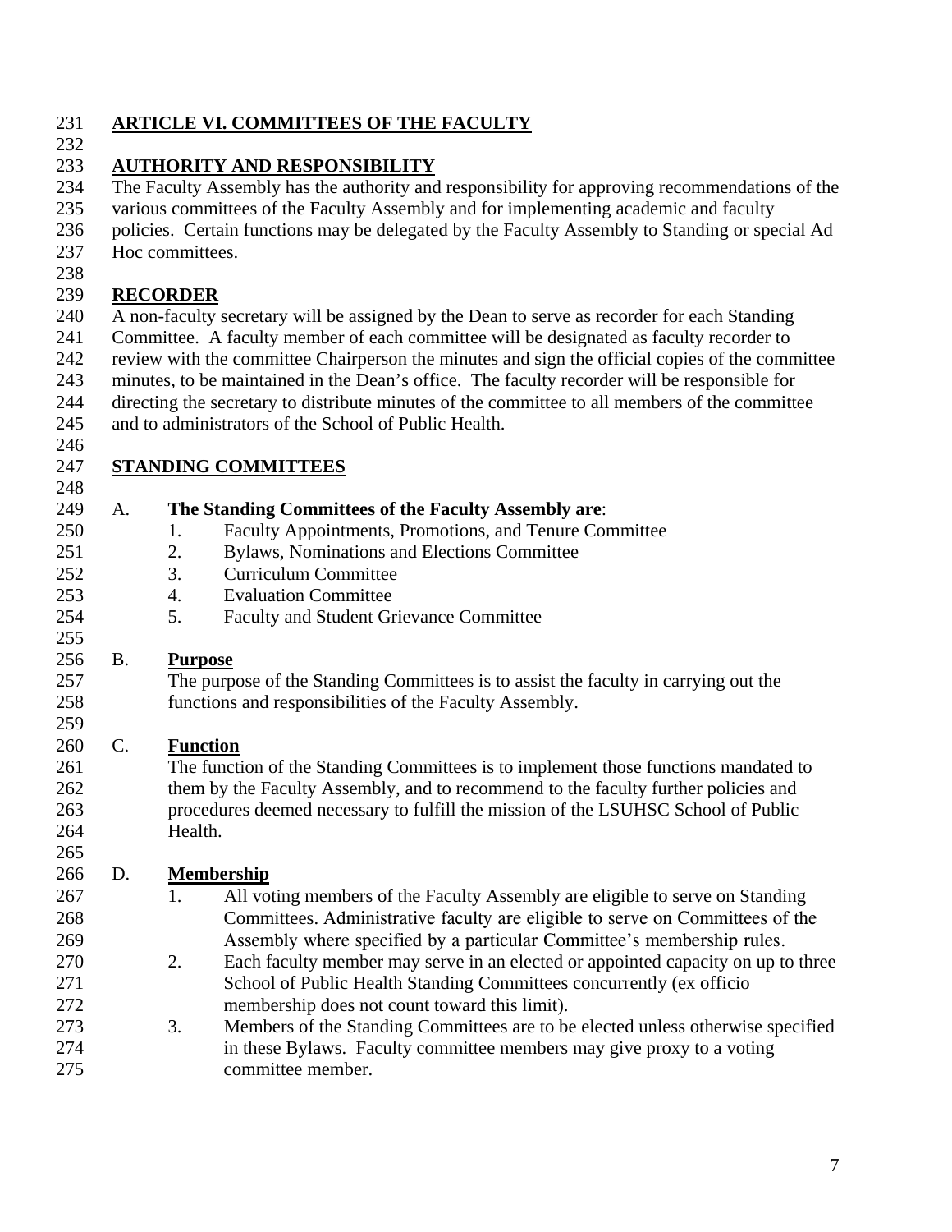## ARTICLE VI. COMMITTEES OF THE FACULTY

### AUTHORITY AND RESPONSIBILITY

The Faculty Assembly has the authority and responsibility for approving recommendations of the various committees of the Faculty Assembly and for implementing academic and faculty policies. Certain functions may be delegated by the Faculty Assembly to Standing or special Ad Hoc committees.

### RECORDER

A non-faculty secretary will be assigned by the Dean to serve as recorder for each Standing Committee. A faculty member of each committee will be designated as faculty recorder to review with the committee Chairperson the minutes and sign the official copies of the committee minutes, to be maintained in the Dean's office. The faculty recorder will be responsible for directing the secretary to distribute minutes of the committee to all members of the committee and to administrators of the School of Public Health.

### STANDING COMMITTEES

A. **The Standing Committees of the Faculty Assembly are**:

1. Faculty Appointments, Promotions, and Tenure Committee
2. Bylaws, Nominations and Elections Committee
3. Curriculum Committee
4. Evaluation Committee
5. Faculty and Student Grievance Committee

B. **Purpose**

The purpose of the Standing Committees is to assist the faculty in carrying out the functions and responsibilities of the Faculty Assembly.

C. **Function**

The function of the Standing Committees is to implement those functions mandated to them by the Faculty Assembly, and to recommend to the faculty further policies and procedures deemed necessary to fulfill the mission of the LSUHSC School of Public Health.

D. **Membership**

1. All voting members of the Faculty Assembly are eligible to serve on Standing Committees. Administrative faculty are eligible to serve on Committees of the Assembly where specified by a particular Committee's membership rules.
2. Each faculty member may serve in an elected or appointed capacity on up to three School of Public Health Standing Committees concurrently (ex officio membership does not count toward this limit).
3. Members of the Standing Committees are to be elected unless otherwise specified in these Bylaws. Faculty committee members may give proxy to a voting committee member.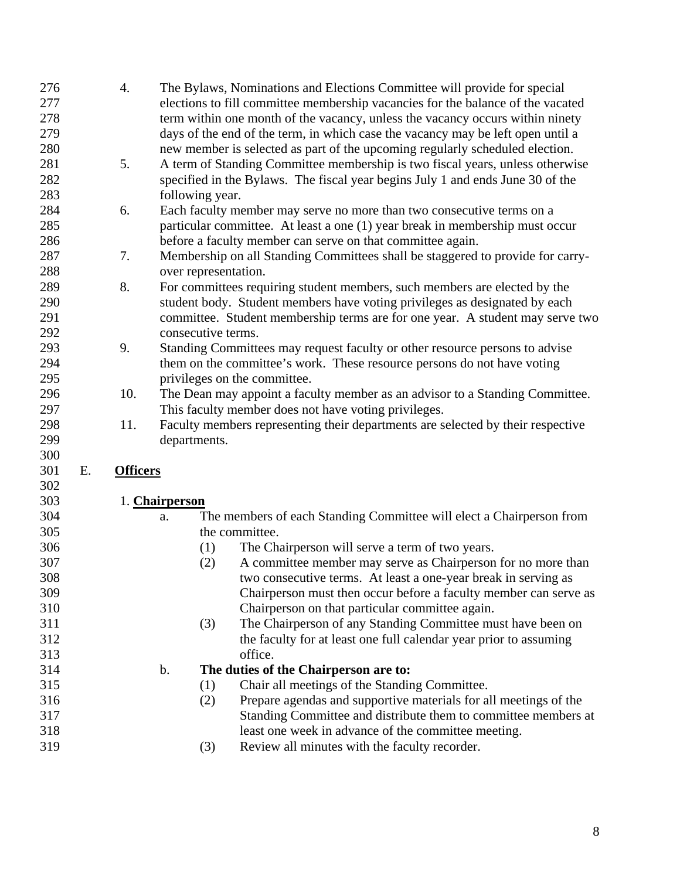4. The Bylaws, Nominations and Elections Committee will provide for special elections to fill committee membership vacancies for the balance of the vacated term within one month of the vacancy, unless the vacancy occurs within ninety days of the end of the term, in which case the vacancy may be left open until a new member is selected as part of the upcoming regularly scheduled election.
5. A term of Standing Committee membership is two fiscal years, unless otherwise specified in the Bylaws. The fiscal year begins July 1 and ends June 30 of the following year.
6. Each faculty member may serve no more than two consecutive terms on a particular committee. At least a one (1) year break in membership must occur before a faculty member can serve on that committee again.
7. Membership on all Standing Committees shall be staggered to provide for carry-over representation.
8. For committees requiring student members, such members are elected by the student body. Student members have voting privileges as designated by each committee. Student membership terms are for one year. A student may serve two consecutive terms.
9. Standing Committees may request faculty or other resource persons to advise them on the committee's work. These resource persons do not have voting privileges on the committee.
10. The Dean may appoint a faculty member as an advisor to a Standing Committee. This faculty member does not have voting privileges.
11. Faculty members representing their departments are selected by their respective departments.

E. **Officers**

1. **Chairperson**

   a. The members of each Standing Committee will elect a Chairperson from the committee.

      (1) The Chairperson will serve a term of two years.

      (2) A committee member may serve as Chairperson for no more than two consecutive terms. At least a one-year break in serving as Chairperson must then occur before a faculty member can serve as Chairperson on that particular committee again.

      (3) The Chairperson of any Standing Committee must have been on the faculty for at least one full calendar year prior to assuming office.

   b. **The duties of the Chairperson are to:**

      (1) Chair all meetings of the Standing Committee.

      (2) Prepare agendas and supportive materials for all meetings of the Standing Committee and distribute them to committee members at least one week in advance of the committee meeting.

      (3) Review all minutes with the faculty recorder.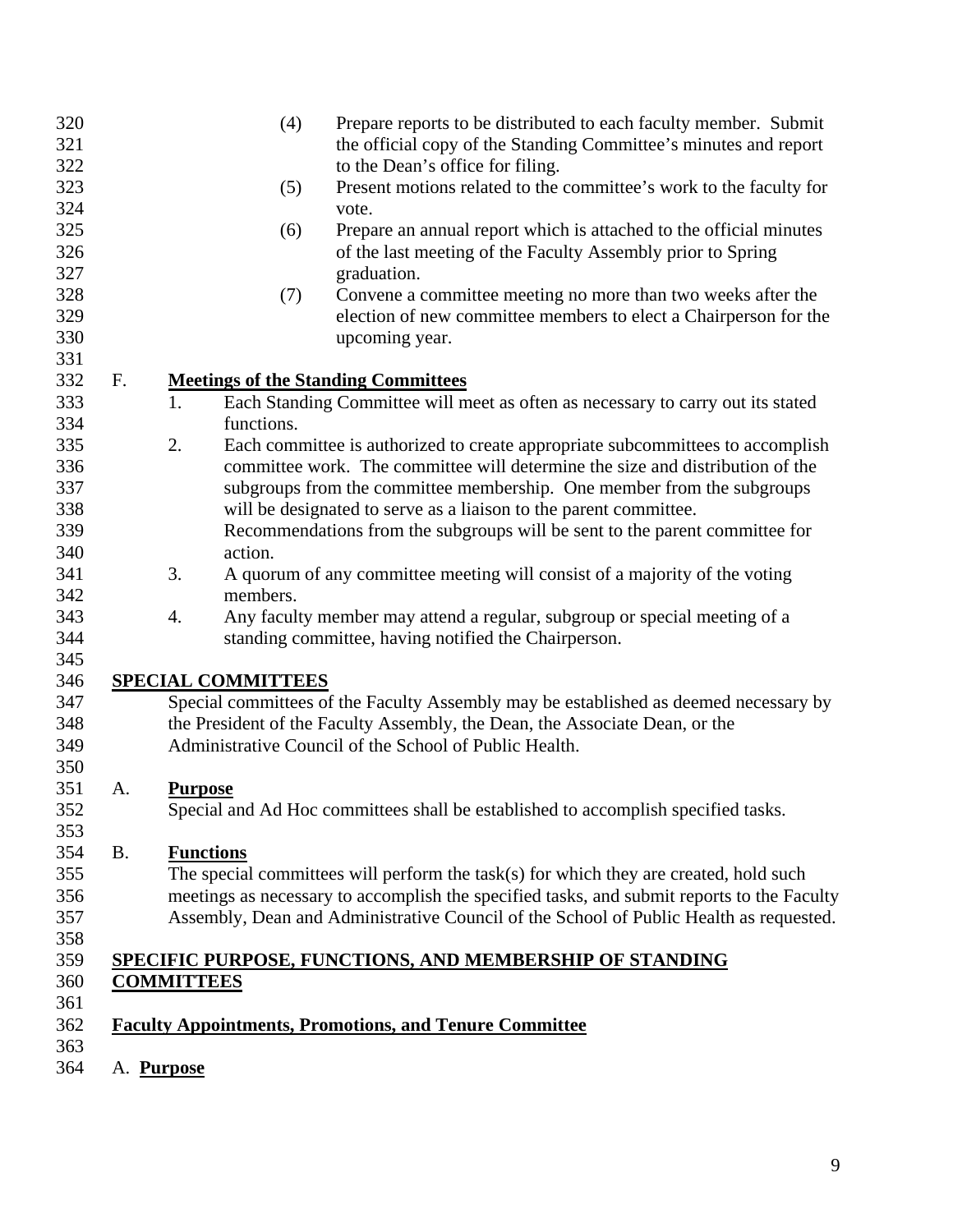(4) Prepare reports to be distributed to each faculty member. Submit the official copy of the Standing Committee's minutes and report to the Dean's office for filing.

(5) Present motions related to the committee's work to the faculty for vote.

(6) Prepare an annual report which is attached to the official minutes of the last meeting of the Faculty Assembly prior to Spring graduation.

(7) Convene a committee meeting no more than two weeks after the election of new committee members to elect a Chairperson for the upcoming year.

F. **Meetings of the Standing Committees**

1. Each Standing Committee will meet as often as necessary to carry out its stated functions.
2. Each committee is authorized to create appropriate subcommittees to accomplish committee work. The committee will determine the size and distribution of the subgroups from the committee membership. One member from the subgroups will be designated to serve as a liaison to the parent committee. Recommendations from the subgroups will be sent to the parent committee for action.
3. A quorum of any committee meeting will consist of a majority of the voting members.
4. Any faculty member may attend a regular, subgroup or special meeting of a standing committee, having notified the Chairperson.

## SPECIAL COMMITTEES

Special committees of the Faculty Assembly may be established as deemed necessary by the President of the Faculty Assembly, the Dean, the Associate Dean, or the Administrative Council of the School of Public Health.

A. **Purpose**

Special and Ad Hoc committees shall be established to accomplish specified tasks.

B. **Functions**

The special committees will perform the task(s) for which they are created, hold such meetings as necessary to accomplish the specified tasks, and submit reports to the Faculty Assembly, Dean and Administrative Council of the School of Public Health as requested.

## SPECIFIC PURPOSE, FUNCTIONS, AND MEMBERSHIP OF STANDING COMMITTEES

### Faculty Appointments, Promotions, and Tenure Committee

A. **Purpose**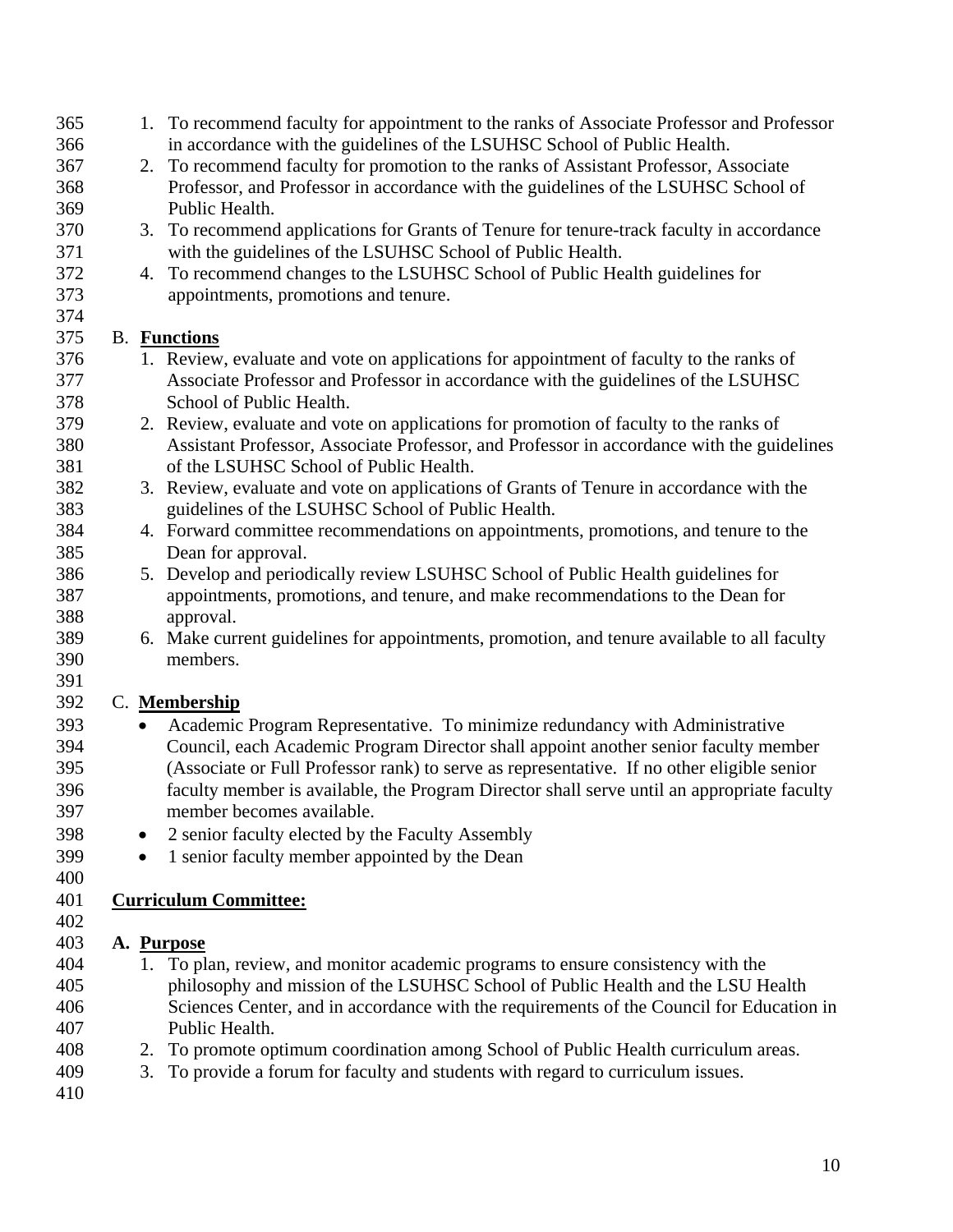1. To recommend faculty for appointment to the ranks of Associate Professor and Professor in accordance with the guidelines of the LSUHSC School of Public Health.
2. To recommend faculty for promotion to the ranks of Assistant Professor, Associate Professor, and Professor in accordance with the guidelines of the LSUHSC School of Public Health.
3. To recommend applications for Grants of Tenure for tenure-track faculty in accordance with the guidelines of the LSUHSC School of Public Health.
4. To recommend changes to the LSUHSC School of Public Health guidelines for appointments, promotions and tenure.

B. **Functions**

1. Review, evaluate and vote on applications for appointment of faculty to the ranks of Associate Professor and Professor in accordance with the guidelines of the LSUHSC School of Public Health.
2. Review, evaluate and vote on applications for promotion of faculty to the ranks of Assistant Professor, Associate Professor, and Professor in accordance with the guidelines of the LSUHSC School of Public Health.
3. Review, evaluate and vote on applications of Grants of Tenure in accordance with the guidelines of the LSUHSC School of Public Health.
4. Forward committee recommendations on appointments, promotions, and tenure to the Dean for approval.
5. Develop and periodically review LSUHSC School of Public Health guidelines for appointments, promotions, and tenure, and make recommendations to the Dean for approval.
6. Make current guidelines for appointments, promotion, and tenure available to all faculty members.

C. **Membership**

- Academic Program Representative. To minimize redundancy with Administrative Council, each Academic Program Director shall appoint another senior faculty member (Associate or Full Professor rank) to serve as representative. If no other eligible senior faculty member is available, the Program Director shall serve until an appropriate faculty member becomes available.
- 2 senior faculty elected by the Faculty Assembly
- 1 senior faculty member appointed by the Dean

**Curriculum Committee:**

**A. Purpose**

1. To plan, review, and monitor academic programs to ensure consistency with the philosophy and mission of the LSUHSC School of Public Health and the LSU Health Sciences Center, and in accordance with the requirements of the Council for Education in Public Health.
2. To promote optimum coordination among School of Public Health curriculum areas.
3. To provide a forum for faculty and students with regard to curriculum issues.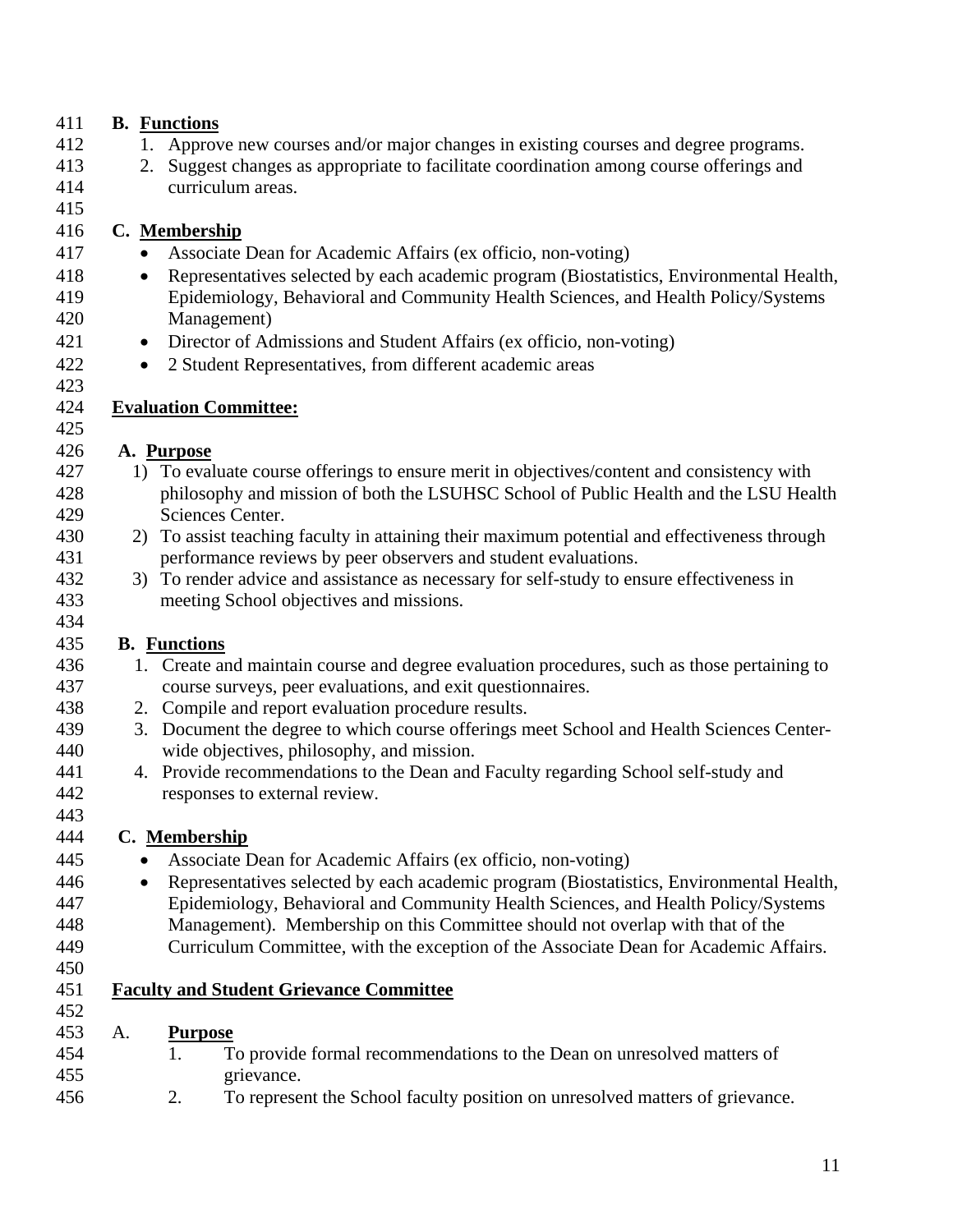**B. Functions**

1. Approve new courses and/or major changes in existing courses and degree programs.
2. Suggest changes as appropriate to facilitate coordination among course offerings and curriculum areas.

**C. Membership**

- Associate Dean for Academic Affairs (ex officio, non-voting)
- Representatives selected by each academic program (Biostatistics, Environmental Health, Epidemiology, Behavioral and Community Health Sciences, and Health Policy/Systems Management)
- Director of Admissions and Student Affairs (ex officio, non-voting)
- 2 Student Representatives, from different academic areas

## Evaluation Committee:

**A. Purpose**

1) To evaluate course offerings to ensure merit in objectives/content and consistency with philosophy and mission of both the LSUHSC School of Public Health and the LSU Health Sciences Center.
2) To assist teaching faculty in attaining their maximum potential and effectiveness through performance reviews by peer observers and student evaluations.
3) To render advice and assistance as necessary for self-study to ensure effectiveness in meeting School objectives and missions.

**B. Functions**

1. Create and maintain course and degree evaluation procedures, such as those pertaining to course surveys, peer evaluations, and exit questionnaires.
2. Compile and report evaluation procedure results.
3. Document the degree to which course offerings meet School and Health Sciences Center-wide objectives, philosophy, and mission.
4. Provide recommendations to the Dean and Faculty regarding School self-study and responses to external review.

**C. Membership**

- Associate Dean for Academic Affairs (ex officio, non-voting)
- Representatives selected by each academic program (Biostatistics, Environmental Health, Epidemiology, Behavioral and Community Health Sciences, and Health Policy/Systems Management). Membership on this Committee should not overlap with that of the Curriculum Committee, with the exception of the Associate Dean for Academic Affairs.

## Faculty and Student Grievance Committee

A. **Purpose**

1. To provide formal recommendations to the Dean on unresolved matters of grievance.
2. To represent the School faculty position on unresolved matters of grievance.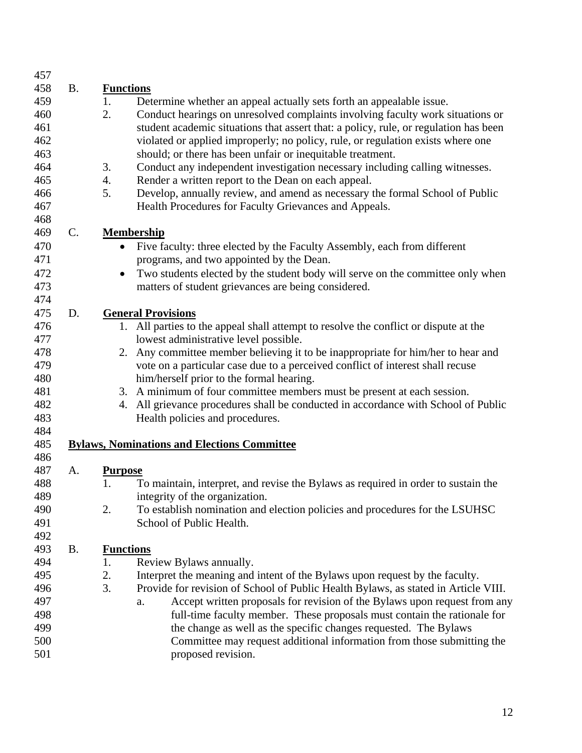B. **Functions**

1. Determine whether an appeal actually sets forth an appealable issue.
2. Conduct hearings on unresolved complaints involving faculty work situations or student academic situations that assert that: a policy, rule, or regulation has been violated or applied improperly; no policy, rule, or regulation exists where one should; or there has been unfair or inequitable treatment.
3. Conduct any independent investigation necessary including calling witnesses.
4. Render a written report to the Dean on each appeal.
5. Develop, annually review, and amend as necessary the formal School of Public Health Procedures for Faculty Grievances and Appeals.

C. **Membership**

- Five faculty: three elected by the Faculty Assembly, each from different programs, and two appointed by the Dean.
- Two students elected by the student body will serve on the committee only when matters of student grievances are being considered.

D. **General Provisions**

1. All parties to the appeal shall attempt to resolve the conflict or dispute at the lowest administrative level possible.
2. Any committee member believing it to be inappropriate for him/her to hear and vote on a particular case due to a perceived conflict of interest shall recuse him/herself prior to the formal hearing.
3. A minimum of four committee members must be present at each session.
4. All grievance procedures shall be conducted in accordance with School of Public Health policies and procedures.

## Bylaws, Nominations and Elections Committee

A. **Purpose**

1. To maintain, interpret, and revise the Bylaws as required in order to sustain the integrity of the organization.
2. To establish nomination and election policies and procedures for the LSUHSC School of Public Health.

B. **Functions**

1. Review Bylaws annually.
2. Interpret the meaning and intent of the Bylaws upon request by the faculty.
3. Provide for revision of School of Public Health Bylaws, as stated in Article VIII.
   a. Accept written proposals for revision of the Bylaws upon request from any full-time faculty member. These proposals must contain the rationale for the change as well as the specific changes requested. The Bylaws Committee may request additional information from those submitting the proposed revision.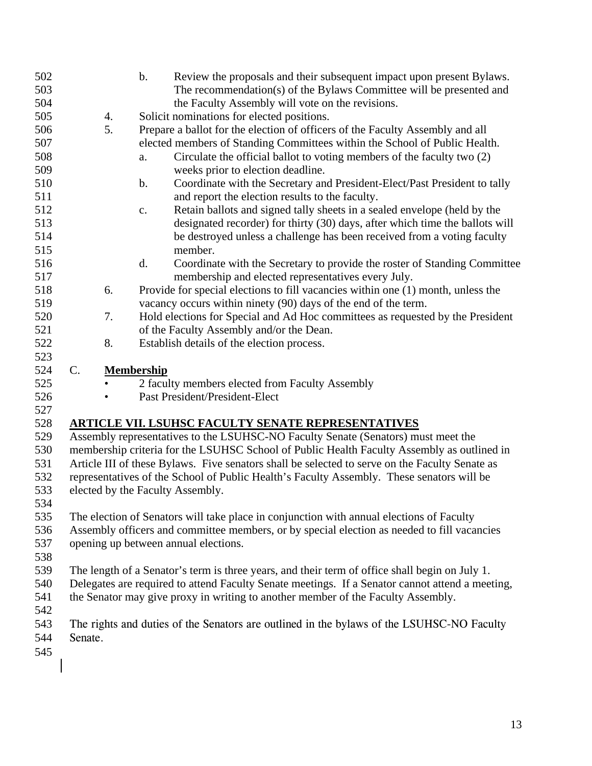b. Review the proposals and their subsequent impact upon present Bylaws. The recommendation(s) of the Bylaws Committee will be presented and the Faculty Assembly will vote on the revisions.

4. Solicit nominations for elected positions.
5. Prepare a ballot for the election of officers of the Faculty Assembly and all elected members of Standing Committees within the School of Public Health.
   a. Circulate the official ballot to voting members of the faculty two (2) weeks prior to election deadline.
   b. Coordinate with the Secretary and President-Elect/Past President to tally and report the election results to the faculty.
   c. Retain ballots and signed tally sheets in a sealed envelope (held by the designated recorder) for thirty (30) days, after which time the ballots will be destroyed unless a challenge has been received from a voting faculty member.
   d. Coordinate with the Secretary to provide the roster of Standing Committee membership and elected representatives every July.
6. Provide for special elections to fill vacancies within one (1) month, unless the vacancy occurs within ninety (90) days of the end of the term.
7. Hold elections for Special and Ad Hoc committees as requested by the President of the Faculty Assembly and/or the Dean.
8. Establish details of the election process.

C. **Membership**

- 2 faculty members elected from Faculty Assembly
- Past President/President-Elect

## ARTICLE VII. LSUHSC FACULTY SENATE REPRESENTATIVES

Assembly representatives to the LSUHSC-NO Faculty Senate (Senators) must meet the membership criteria for the LSUHSC School of Public Health Faculty Assembly as outlined in Article III of these Bylaws. Five senators shall be selected to serve on the Faculty Senate as representatives of the School of Public Health's Faculty Assembly. These senators will be elected by the Faculty Assembly.

The election of Senators will take place in conjunction with annual elections of Faculty Assembly officers and committee members, or by special election as needed to fill vacancies opening up between annual elections.

The length of a Senator's term is three years, and their term of office shall begin on July 1. Delegates are required to attend Faculty Senate meetings. If a Senator cannot attend a meeting, the Senator may give proxy in writing to another member of the Faculty Assembly.

The rights and duties of the Senators are outlined in the bylaws of the LSUHSC-NO Faculty Senate.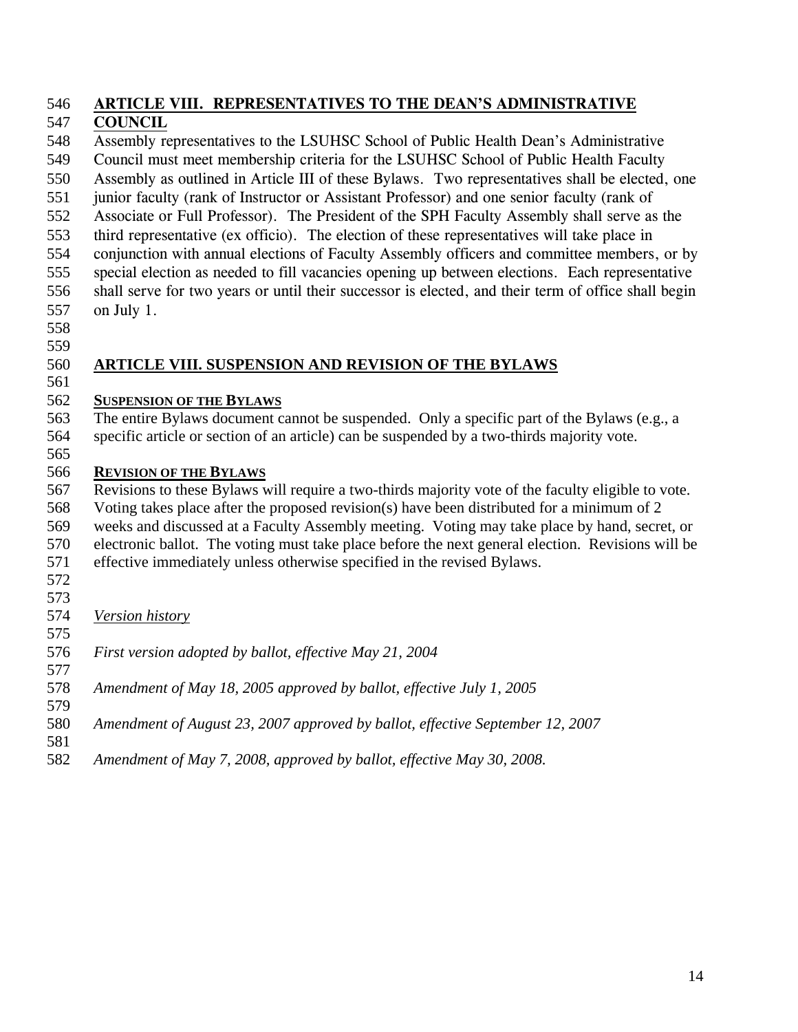## ARTICLE VIII. REPRESENTATIVES TO THE DEAN'S ADMINISTRATIVE COUNCIL

Assembly representatives to the LSUHSC School of Public Health Dean's Administrative Council must meet membership criteria for the LSUHSC School of Public Health Faculty Assembly as outlined in Article III of these Bylaws. Two representatives shall be elected, one junior faculty (rank of Instructor or Assistant Professor) and one senior faculty (rank of Associate or Full Professor). The President of the SPH Faculty Assembly shall serve as the third representative (ex officio). The election of these representatives will take place in conjunction with annual elections of Faculty Assembly officers and committee members, or by special election as needed to fill vacancies opening up between elections. Each representative shall serve for two years or until their successor is elected, and their term of office shall begin on July 1.

## ARTICLE VIII. SUSPENSION AND REVISION OF THE BYLAWS

### SUSPENSION OF THE BYLAWS

The entire Bylaws document cannot be suspended. Only a specific part of the Bylaws (e.g., a specific article or section of an article) can be suspended by a two-thirds majority vote.

### REVISION OF THE BYLAWS

Revisions to these Bylaws will require a two-thirds majority vote of the faculty eligible to vote. Voting takes place after the proposed revision(s) have been distributed for a minimum of 2 weeks and discussed at a Faculty Assembly meeting. Voting may take place by hand, secret, or electronic ballot. The voting must take place before the next general election. Revisions will be effective immediately unless otherwise specified in the revised Bylaws.

*Version history*

*First version adopted by ballot, effective May 21, 2004*

*Amendment of May 18, 2005 approved by ballot, effective July 1, 2005*

*Amendment of August 23, 2007 approved by ballot, effective September 12, 2007*

*Amendment of May 7, 2008, approved by ballot, effective May 30, 2008.*